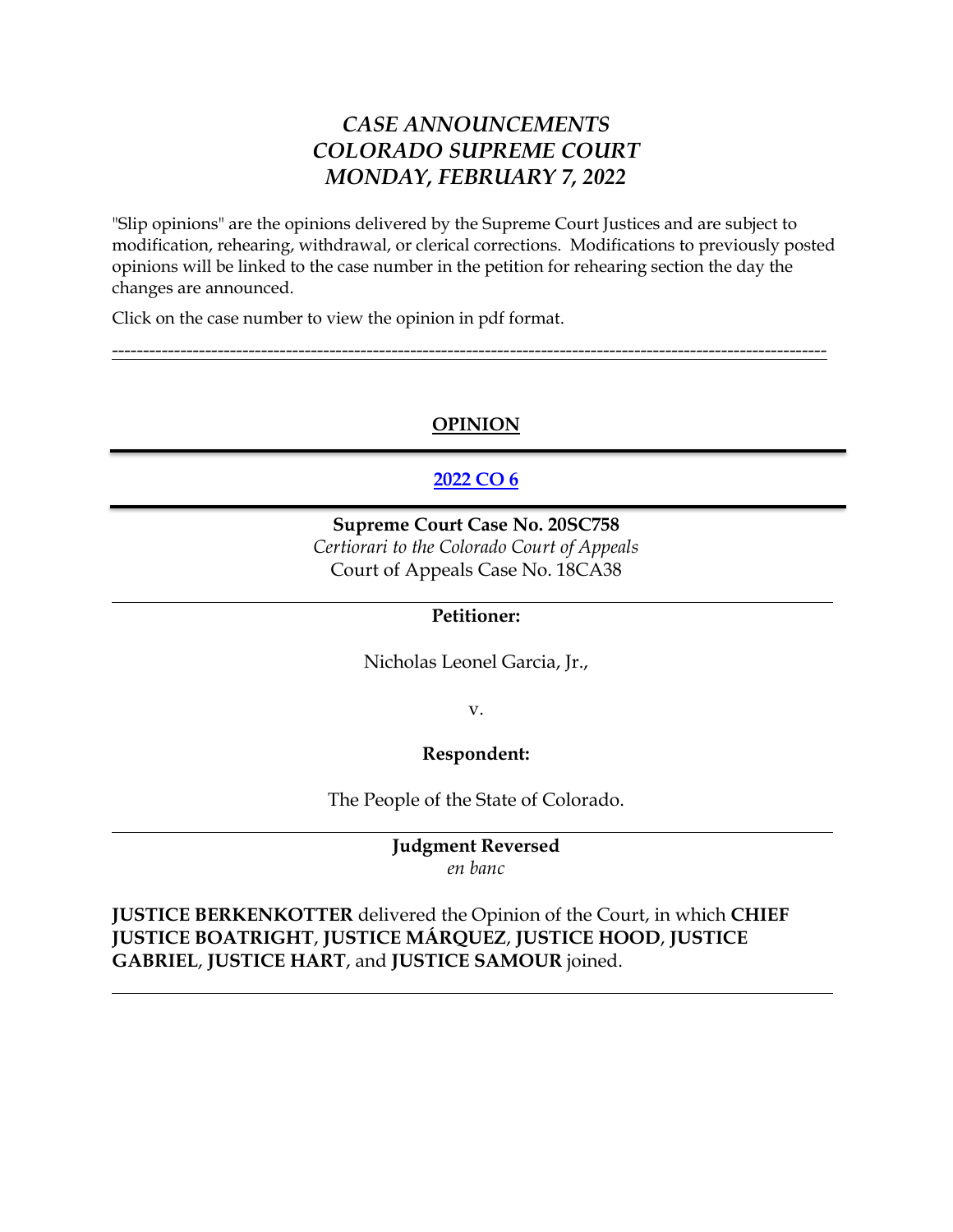# *CASE ANNOUNCEMENTS*
# *COLORADO SUPREME COURT*
# *MONDAY, FEBRUARY 7, 2022*

"Slip opinions" are the opinions delivered by the Supreme Court Justices and are subject to modification, rehearing, withdrawal, or clerical corrections. Modifications to previously posted opinions will be linked to the case number in the petition for rehearing section the day the changes are announced.

Click on the case number to view the opinion in pdf format.

---

## OPINION

---

## 2022 CO 6

---

**Supreme Court Case No. 20SC758**
*Certiorari to the Colorado Court of Appeals*
Court of Appeals Case No. 18CA38

---

**Petitioner:**

Nicholas Leonel Garcia, Jr.,

v.

**Respondent:**

The People of the State of Colorado.

---

**Judgment Reversed**
*en banc*

**JUSTICE BERKENKOTTER** delivered the Opinion of the Court, in which **CHIEF JUSTICE BOATRIGHT**, **JUSTICE MÁRQUEZ**, **JUSTICE HOOD**, **JUSTICE GABRIEL**, **JUSTICE HART**, and **JUSTICE SAMOUR** joined.

---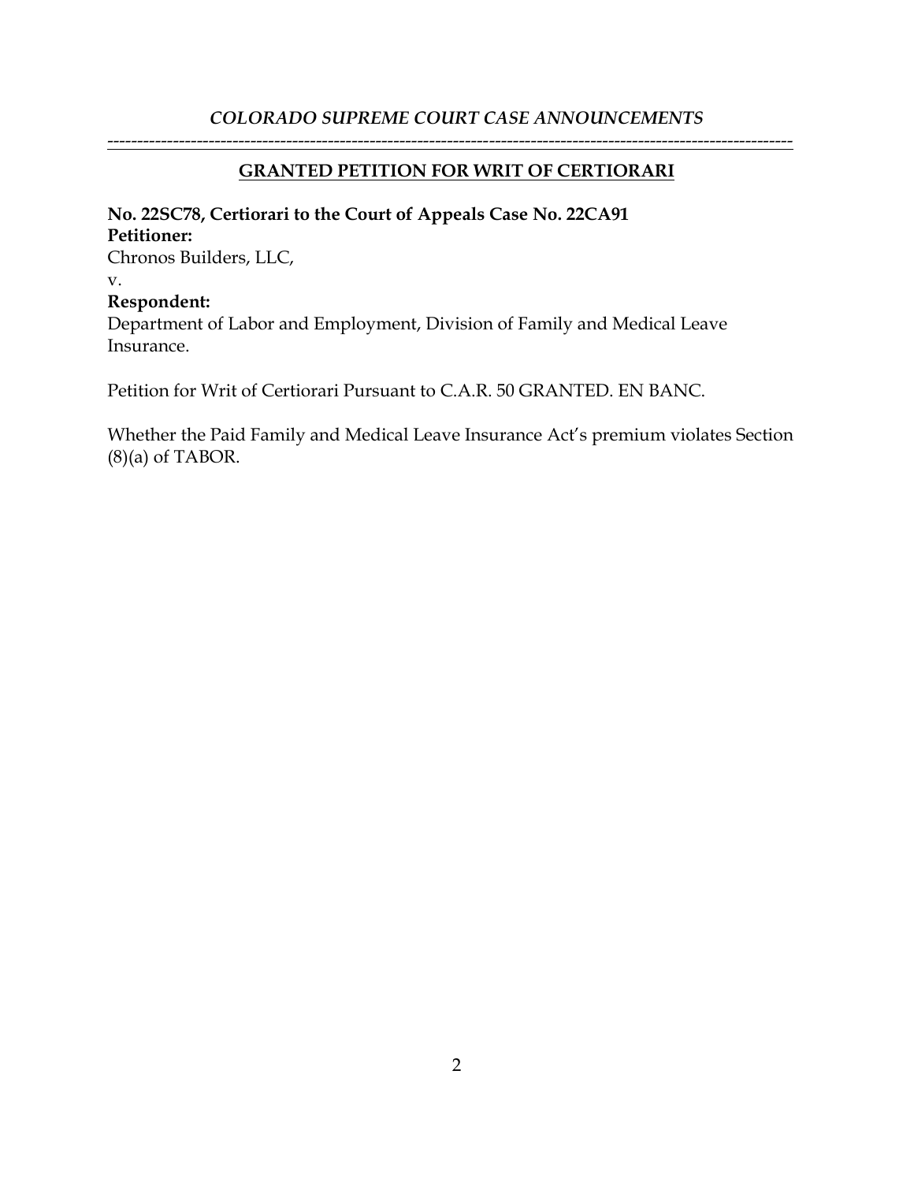*COLORADO SUPREME COURT CASE ANNOUNCEMENTS*

---

## GRANTED PETITION FOR WRIT OF CERTIORARI

**No. 22SC78, Certiorari to the Court of Appeals Case No. 22CA91**
**Petitioner:**
Chronos Builders, LLC,
v.
**Respondent:**
Department of Labor and Employment, Division of Family and Medical Leave Insurance.

Petition for Writ of Certiorari Pursuant to C.A.R. 50 GRANTED. EN BANC.

Whether the Paid Family and Medical Leave Insurance Act's premium violates Section (8)(a) of TABOR.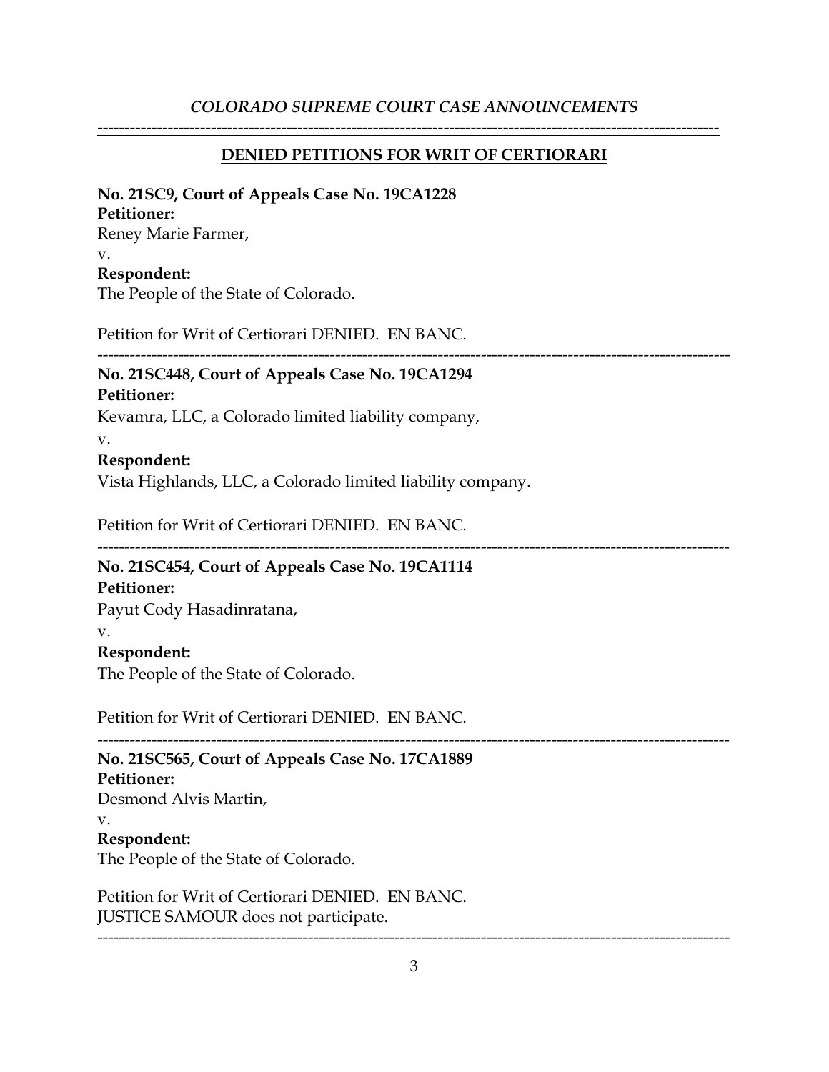*COLORADO SUPREME COURT CASE ANNOUNCEMENTS*

---

## DENIED PETITIONS FOR WRIT OF CERTIORARI

**No. 21SC9, Court of Appeals Case No. 19CA1228**
**Petitioner:**
Reney Marie Farmer,
v.
**Respondent:**
The People of the State of Colorado.

Petition for Writ of Certiorari DENIED. EN BANC.

---

**No. 21SC448, Court of Appeals Case No. 19CA1294**
**Petitioner:**
Kevamra, LLC, a Colorado limited liability company,
v.
**Respondent:**
Vista Highlands, LLC, a Colorado limited liability company.

Petition for Writ of Certiorari DENIED. EN BANC.

---

**No. 21SC454, Court of Appeals Case No. 19CA1114**
**Petitioner:**
Payut Cody Hasadinratana,
v.
**Respondent:**
The People of the State of Colorado.

Petition for Writ of Certiorari DENIED. EN BANC.

---

**No. 21SC565, Court of Appeals Case No. 17CA1889**
**Petitioner:**
Desmond Alvis Martin,
v.
**Respondent:**
The People of the State of Colorado.

Petition for Writ of Certiorari DENIED. EN BANC.
JUSTICE SAMOUR does not participate.

---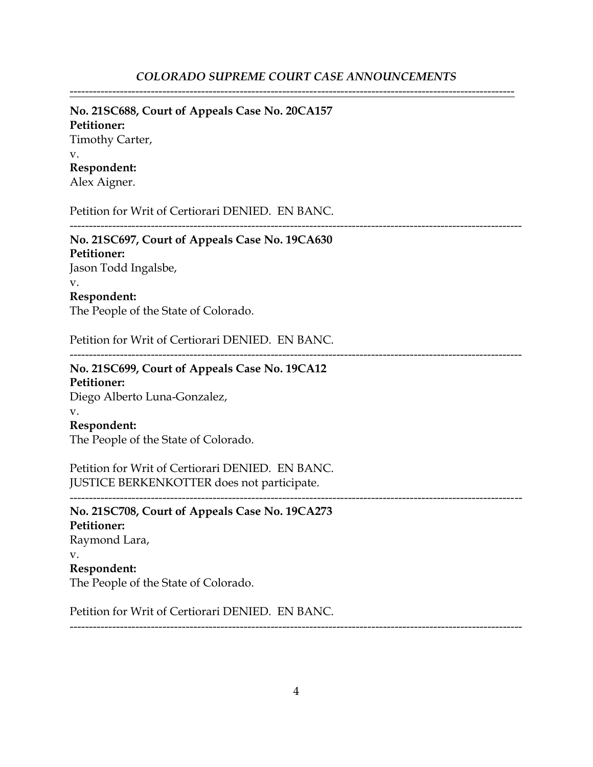---

**No. 21SC688, Court of Appeals Case No. 20CA157**
**Petitioner:**
Timothy Carter,
v.
**Respondent:**
Alex Aigner.

Petition for Writ of Certiorari DENIED. EN BANC.

---

**No. 21SC697, Court of Appeals Case No. 19CA630**
**Petitioner:**
Jason Todd Ingalsbe,
v.
**Respondent:**
The People of the State of Colorado.

Petition for Writ of Certiorari DENIED. EN BANC.

---

**No. 21SC699, Court of Appeals Case No. 19CA12**
**Petitioner:**
Diego Alberto Luna-Gonzalez,
v.
**Respondent:**
The People of the State of Colorado.

Petition for Writ of Certiorari DENIED. EN BANC.
JUSTICE BERKENKOTTER does not participate.

---

**No. 21SC708, Court of Appeals Case No. 19CA273**
**Petitioner:**
Raymond Lara,
v.
**Respondent:**
The People of the State of Colorado.

Petition for Writ of Certiorari DENIED. EN BANC.

---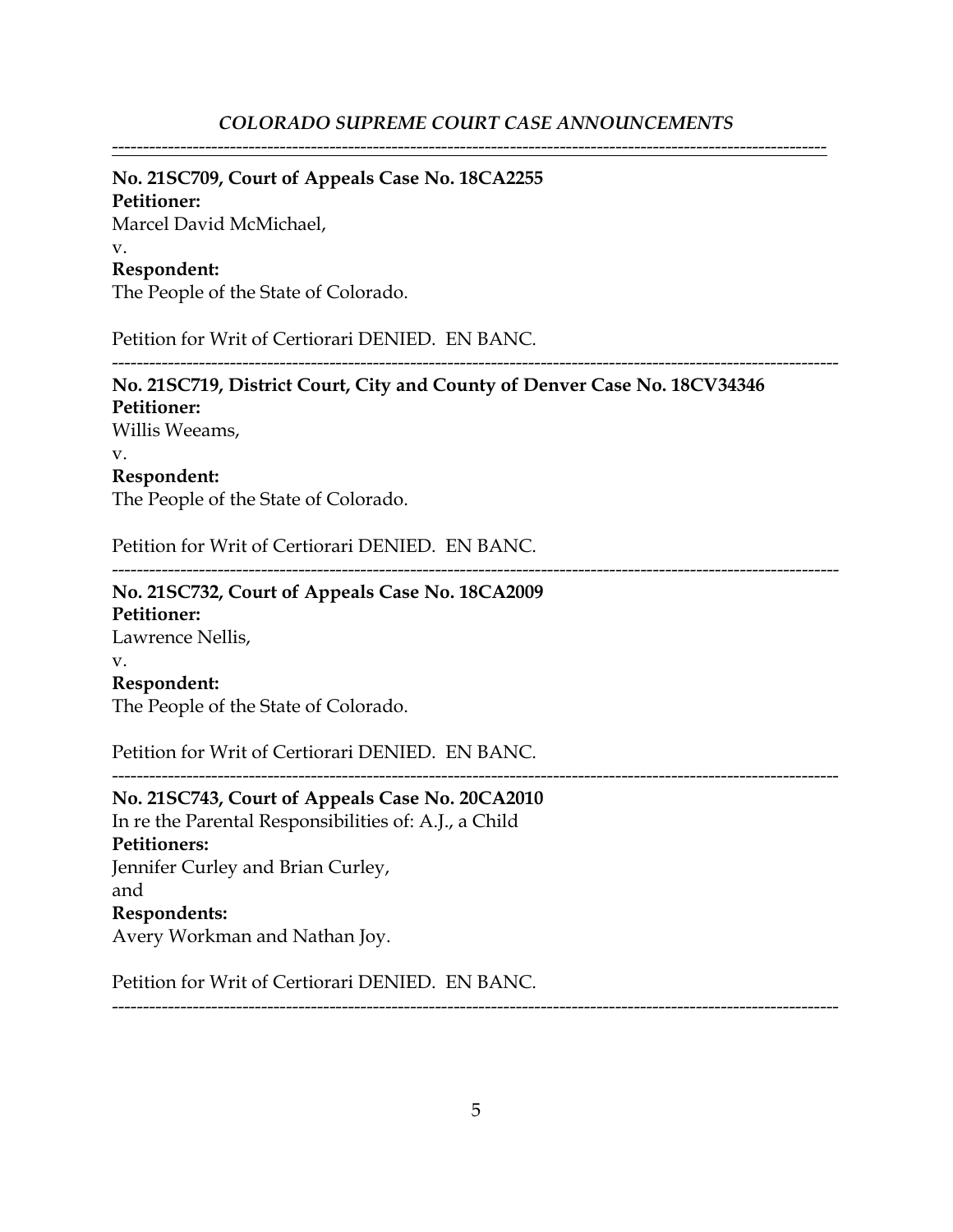**No. 21SC709, Court of Appeals Case No. 18CA2255**

**Petitioner:**

Marcel David McMichael,

v.

**Respondent:**

The People of the State of Colorado.

Petition for Writ of Certiorari DENIED. EN BANC.

---

**No. 21SC719, District Court, City and County of Denver Case No. 18CV34346**

**Petitioner:**

Willis Weeams,

v.

**Respondent:**

The People of the State of Colorado.

Petition for Writ of Certiorari DENIED. EN BANC.

---

**No. 21SC732, Court of Appeals Case No. 18CA2009**

**Petitioner:**

Lawrence Nellis,

v.

**Respondent:**

The People of the State of Colorado.

Petition for Writ of Certiorari DENIED. EN BANC.

---

**No. 21SC743, Court of Appeals Case No. 20CA2010**

In re the Parental Responsibilities of: A.J., a Child

**Petitioners:**

Jennifer Curley and Brian Curley,

and

**Respondents:**

Avery Workman and Nathan Joy.

Petition for Writ of Certiorari DENIED. EN BANC.

---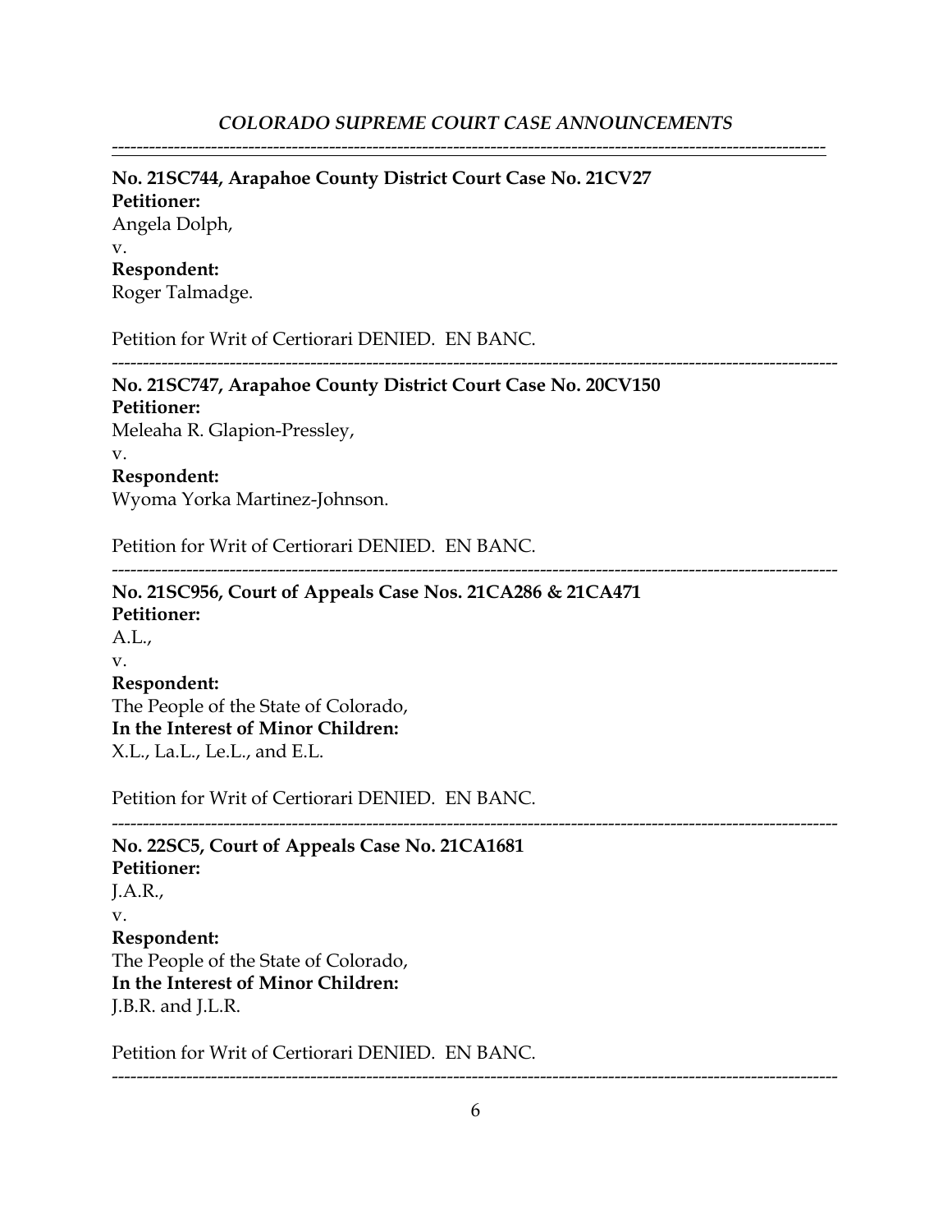**No. 21SC744, Arapahoe County District Court Case No. 21CV27**
**Petitioner:**
Angela Dolph,
v.
**Respondent:**
Roger Talmadge.

Petition for Writ of Certiorari DENIED. EN BANC.

---

**No. 21SC747, Arapahoe County District Court Case No. 20CV150**
**Petitioner:**
Meleaha R. Glapion-Pressley,
v.
**Respondent:**
Wyoma Yorka Martinez-Johnson.

Petition for Writ of Certiorari DENIED. EN BANC.

---

**No. 21SC956, Court of Appeals Case Nos. 21CA286 & 21CA471**
**Petitioner:**
A.L.,
v.
**Respondent:**
The People of the State of Colorado,
**In the Interest of Minor Children:**
X.L., La.L., Le.L., and E.L.

Petition for Writ of Certiorari DENIED. EN BANC.

---

**No. 22SC5, Court of Appeals Case No. 21CA1681**
**Petitioner:**
J.A.R.,
v.
**Respondent:**
The People of the State of Colorado,
**In the Interest of Minor Children:**
J.B.R. and J.L.R.

Petition for Writ of Certiorari DENIED. EN BANC.

---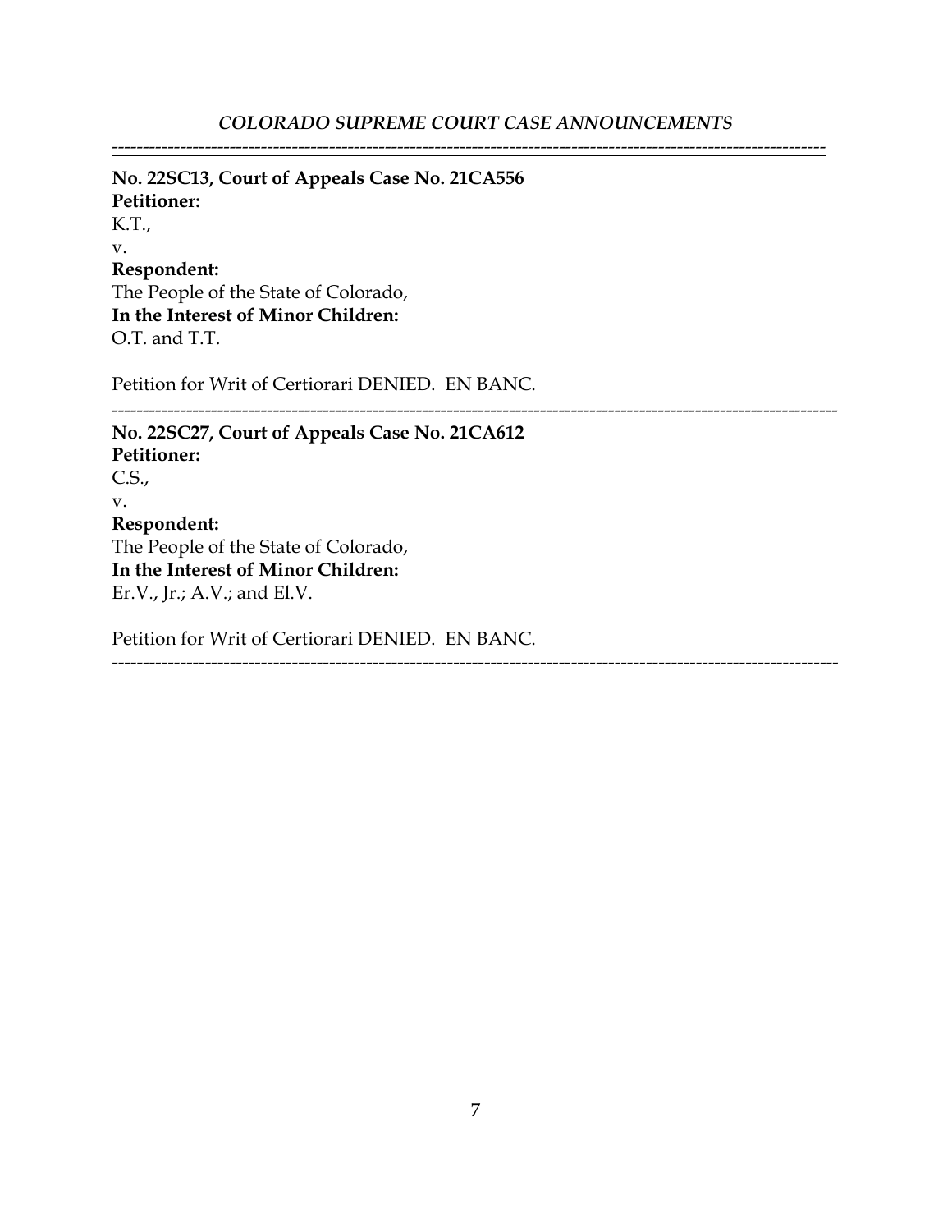---

**No. 22SC13, Court of Appeals Case No. 21CA556**
**Petitioner:**
K.T.,
v.
**Respondent:**
The People of the State of Colorado,
**In the Interest of Minor Children:**
O.T. and T.T.

Petition for Writ of Certiorari DENIED. EN BANC.

---

**No. 22SC27, Court of Appeals Case No. 21CA612**
**Petitioner:**
C.S.,
v.
**Respondent:**
The People of the State of Colorado,
**In the Interest of Minor Children:**
Er.V., Jr.; A.V.; and El.V.

Petition for Writ of Certiorari DENIED. EN BANC.

---